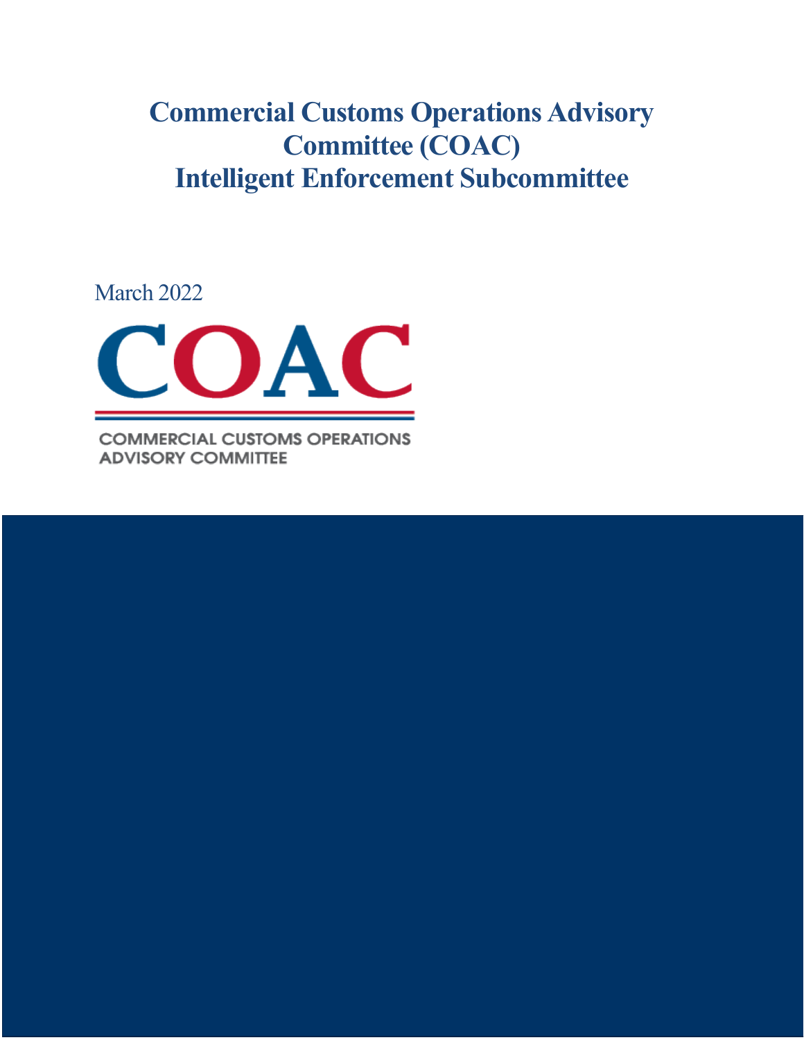# Commercial Customs Operations Advisory Committee (COAC) Intelligent Enforcement Subcommittee

March 2022

COAC

COMMERCIAL CUSTOMS OPERATIONS ADVISORY COMMITTEE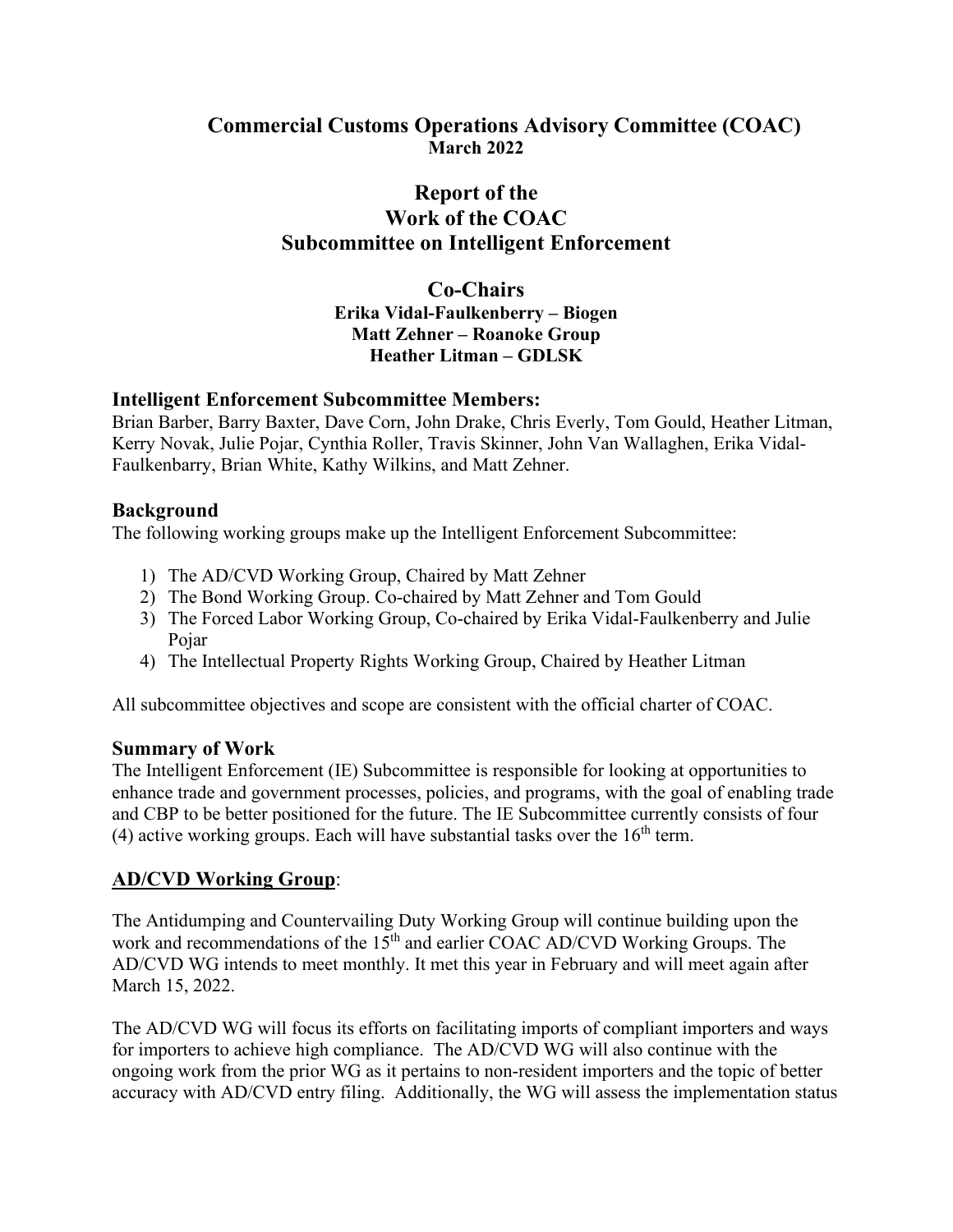## Commercial Customs Operations Advisory Committee (COAC)

**March 2022**

# Report of the Work of the COAC Subcommittee on Intelligent Enforcement

## Co-Chairs

**Erika Vidal-Faulkenberry – Biogen**
**Matt Zehner – Roanoke Group**
**Heather Litman – GDLSK**

### Intelligent Enforcement Subcommittee Members:

Brian Barber, Barry Baxter, Dave Corn, John Drake, Chris Everly, Tom Gould, Heather Litman, Kerry Novak, Julie Pojar, Cynthia Roller, Travis Skinner, John Van Wallaghen, Erika Vidal-Faulkenbarry, Brian White, Kathy Wilkins, and Matt Zehner.

### Background

The following working groups make up the Intelligent Enforcement Subcommittee:

1) The AD/CVD Working Group, Chaired by Matt Zehner
2) The Bond Working Group. Co-chaired by Matt Zehner and Tom Gould
3) The Forced Labor Working Group, Co-chaired by Erika Vidal-Faulkenberry and Julie Pojar
4) The Intellectual Property Rights Working Group, Chaired by Heather Litman

All subcommittee objectives and scope are consistent with the official charter of COAC.

### Summary of Work

The Intelligent Enforcement (IE) Subcommittee is responsible for looking at opportunities to enhance trade and government processes, policies, and programs, with the goal of enabling trade and CBP to be better positioned for the future. The IE Subcommittee currently consists of four (4) active working groups. Each will have substantial tasks over the 16th term.

### AD/CVD Working Group:

The Antidumping and Countervailing Duty Working Group will continue building upon the work and recommendations of the 15th and earlier COAC AD/CVD Working Groups. The AD/CVD WG intends to meet monthly. It met this year in February and will meet again after March 15, 2022.

The AD/CVD WG will focus its efforts on facilitating imports of compliant importers and ways for importers to achieve high compliance. The AD/CVD WG will also continue with the ongoing work from the prior WG as it pertains to non-resident importers and the topic of better accuracy with AD/CVD entry filing. Additionally, the WG will assess the implementation status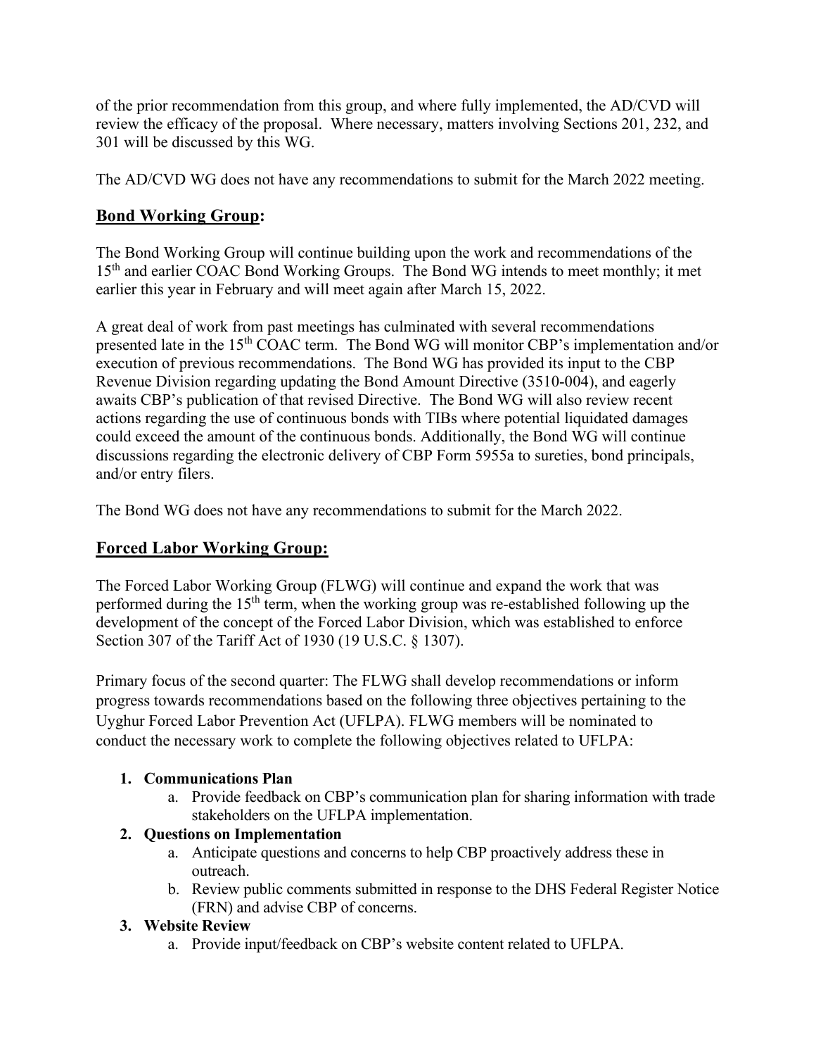of the prior recommendation from this group, and where fully implemented, the AD/CVD will review the efficacy of the proposal. Where necessary, matters involving Sections 201, 232, and 301 will be discussed by this WG.

The AD/CVD WG does not have any recommendations to submit for the March 2022 meeting.

## **Bond Working Group:**

The Bond Working Group will continue building upon the work and recommendations of the 15th and earlier COAC Bond Working Groups. The Bond WG intends to meet monthly; it met earlier this year in February and will meet again after March 15, 2022.

A great deal of work from past meetings has culminated with several recommendations presented late in the 15th COAC term. The Bond WG will monitor CBP's implementation and/or execution of previous recommendations. The Bond WG has provided its input to the CBP Revenue Division regarding updating the Bond Amount Directive (3510-004), and eagerly awaits CBP's publication of that revised Directive. The Bond WG will also review recent actions regarding the use of continuous bonds with TIBs where potential liquidated damages could exceed the amount of the continuous bonds. Additionally, the Bond WG will continue discussions regarding the electronic delivery of CBP Form 5955a to sureties, bond principals, and/or entry filers.

The Bond WG does not have any recommendations to submit for the March 2022.

## **Forced Labor Working Group:**

The Forced Labor Working Group (FLWG) will continue and expand the work that was performed during the 15th term, when the working group was re-established following up the development of the concept of the Forced Labor Division, which was established to enforce Section 307 of the Tariff Act of 1930 (19 U.S.C. § 1307).

Primary focus of the second quarter: The FLWG shall develop recommendations or inform progress towards recommendations based on the following three objectives pertaining to the Uyghur Forced Labor Prevention Act (UFLPA). FLWG members will be nominated to conduct the necessary work to complete the following objectives related to UFLPA:

1. **Communications Plan**
   a. Provide feedback on CBP's communication plan for sharing information with trade stakeholders on the UFLPA implementation.
2. **Questions on Implementation**
   a. Anticipate questions and concerns to help CBP proactively address these in outreach.
   b. Review public comments submitted in response to the DHS Federal Register Notice (FRN) and advise CBP of concerns.
3. **Website Review**
   a. Provide input/feedback on CBP's website content related to UFLPA.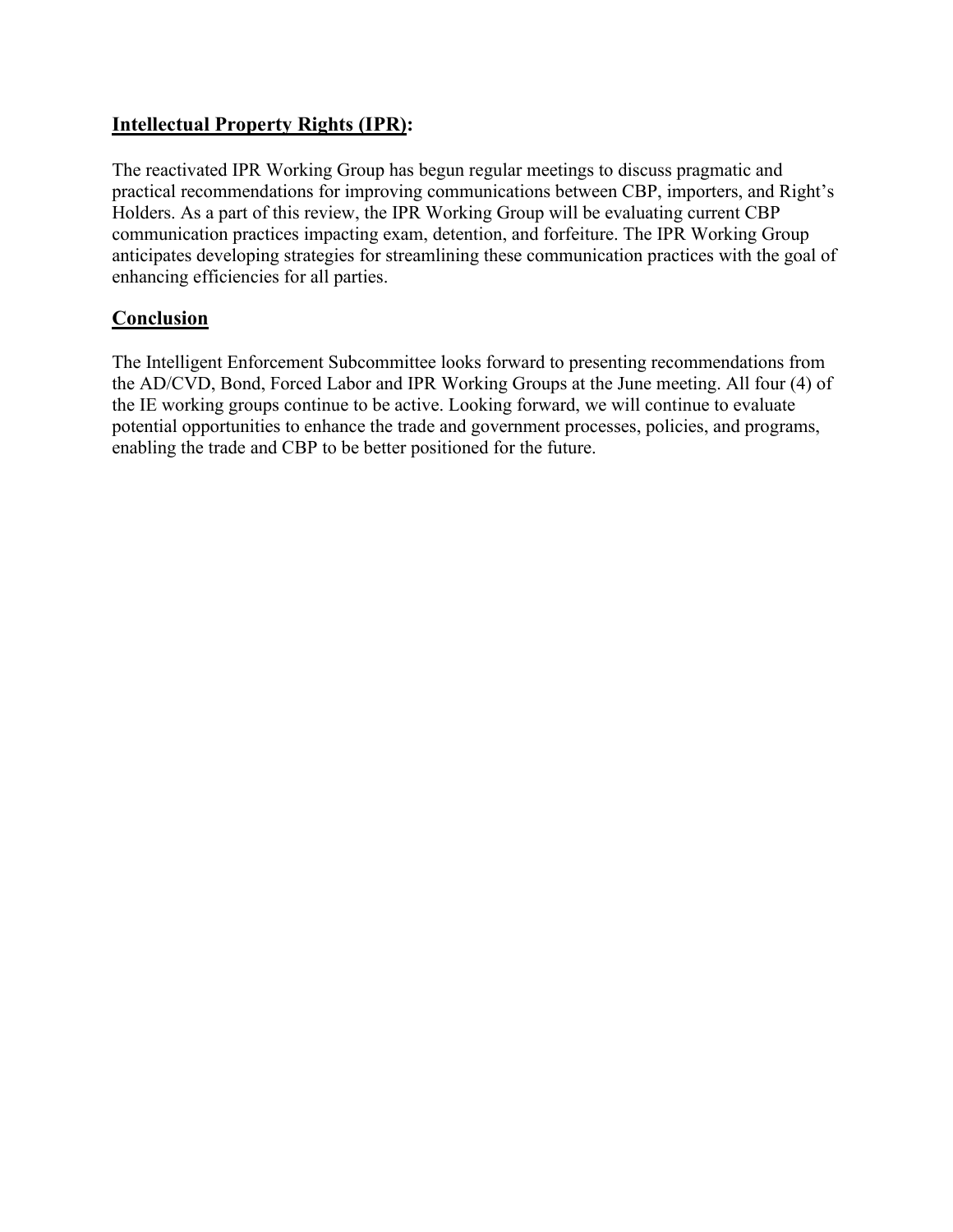## **Intellectual Property Rights (IPR):**

The reactivated IPR Working Group has begun regular meetings to discuss pragmatic and practical recommendations for improving communications between CBP, importers, and Right's Holders. As a part of this review, the IPR Working Group will be evaluating current CBP communication practices impacting exam, detention, and forfeiture. The IPR Working Group anticipates developing strategies for streamlining these communication practices with the goal of enhancing efficiencies for all parties.

## **Conclusion**

The Intelligent Enforcement Subcommittee looks forward to presenting recommendations from the AD/CVD, Bond, Forced Labor and IPR Working Groups at the June meeting. All four (4) of the IE working groups continue to be active. Looking forward, we will continue to evaluate potential opportunities to enhance the trade and government processes, policies, and programs, enabling the trade and CBP to be better positioned for the future.